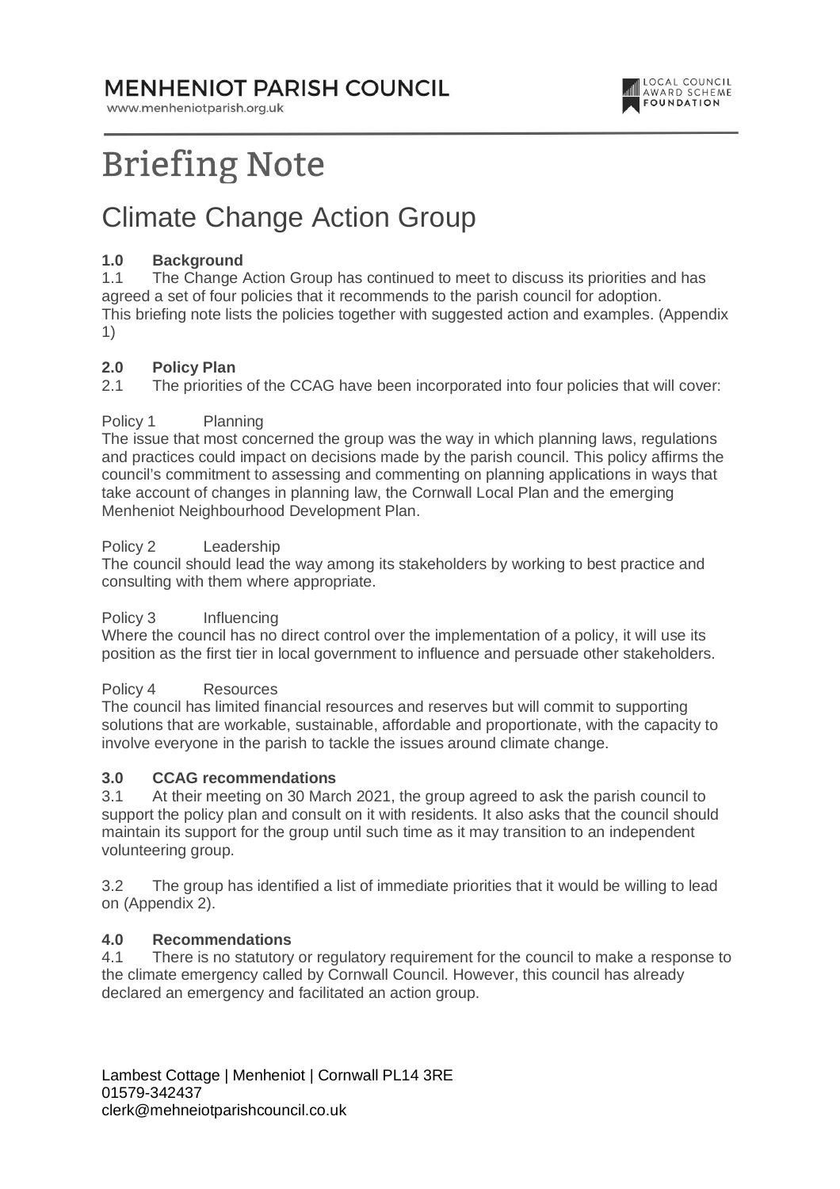MENHENIOT PARISH COUNCIL

www.menheniotparish.org.uk

# Briefing Note

## Climate Change Action Group

**1.0 Background**

1.1 The Change Action Group has continued to meet to discuss its priorities and has agreed a set of four policies that it recommends to the parish council for adoption. This briefing note lists the policies together with suggested action and examples. (Appendix 1)

**2.0 Policy Plan**

2.1 The priorities of the CCAG have been incorporated into four policies that will cover:

Policy 1 Planning

The issue that most concerned the group was the way in which planning laws, regulations and practices could impact on decisions made by the parish council. This policy affirms the council's commitment to assessing and commenting on planning applications in ways that take account of changes in planning law, the Cornwall Local Plan and the emerging Menheniot Neighbourhood Development Plan.

Policy 2 Leadership

The council should lead the way among its stakeholders by working to best practice and consulting with them where appropriate.

Policy 3 Influencing

Where the council has no direct control over the implementation of a policy, it will use its position as the first tier in local government to influence and persuade other stakeholders.

Policy 4 Resources

The council has limited financial resources and reserves but will commit to supporting solutions that are workable, sustainable, affordable and proportionate, with the capacity to involve everyone in the parish to tackle the issues around climate change.

**3.0 CCAG recommendations**

3.1 At their meeting on 30 March 2021, the group agreed to ask the parish council to support the policy plan and consult on it with residents. It also asks that the council should maintain its support for the group until such time as it may transition to an independent volunteering group.

3.2 The group has identified a list of immediate priorities that it would be willing to lead on (Appendix 2).

**4.0 Recommendations**

4.1 There is no statutory or regulatory requirement for the council to make a response to the climate emergency called by Cornwall Council. However, this council has already declared an emergency and facilitated an action group.

Lambest Cottage | Menheniot | Cornwall PL14 3RE
01579-342437
clerk@mehneiotparishcouncil.co.uk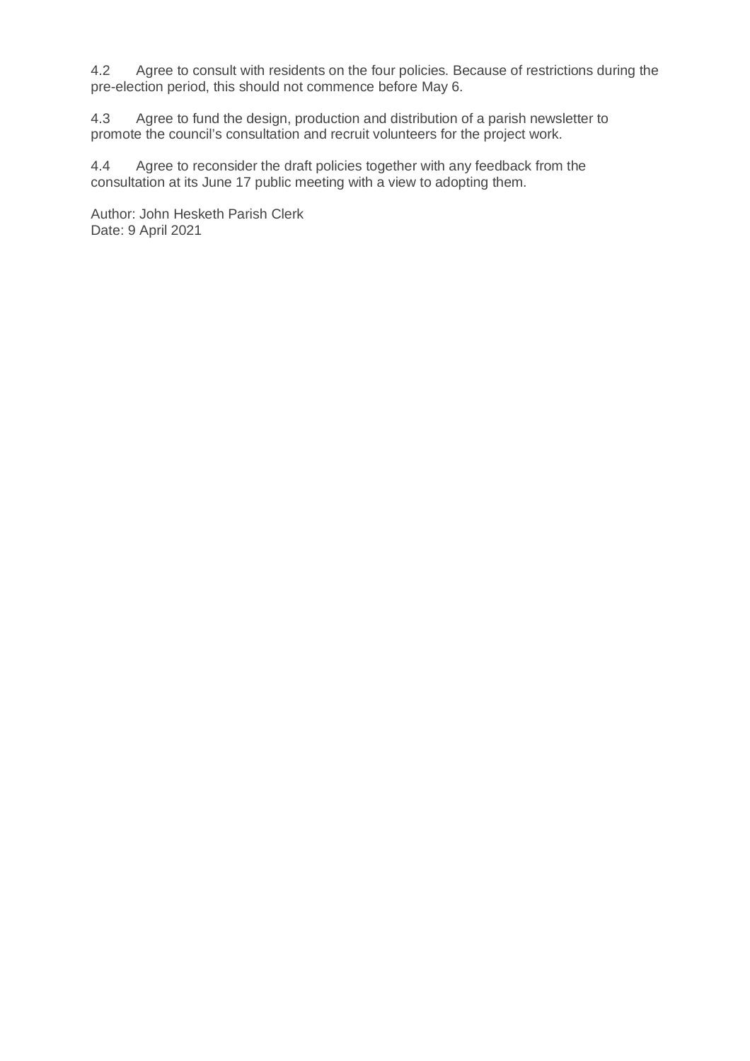4.2 Agree to consult with residents on the four policies. Because of restrictions during the pre-election period, this should not commence before May 6.

4.3 Agree to fund the design, production and distribution of a parish newsletter to promote the council's consultation and recruit volunteers for the project work.

4.4 Agree to reconsider the draft policies together with any feedback from the consultation at its June 17 public meeting with a view to adopting them.

Author: John Hesketh Parish Clerk
Date: 9 April 2021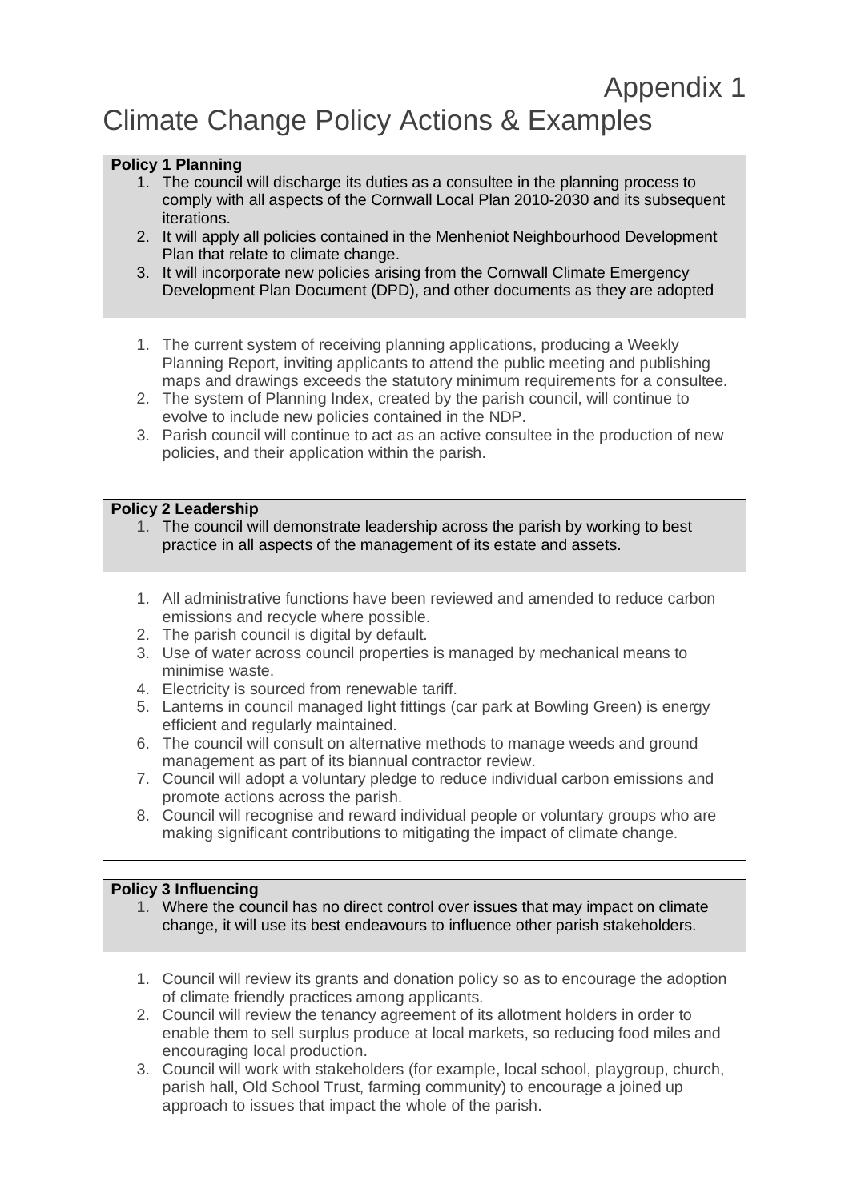# Appendix 1

# Climate Change Policy Actions & Examples

**Policy 1 Planning**

1. The council will discharge its duties as a consultee in the planning process to comply with all aspects of the Cornwall Local Plan 2010-2030 and its subsequent iterations.
2. It will apply all policies contained in the Menheniot Neighbourhood Development Plan that relate to climate change.
3. It will incorporate new policies arising from the Cornwall Climate Emergency Development Plan Document (DPD), and other documents as they are adopted

1. The current system of receiving planning applications, producing a Weekly Planning Report, inviting applicants to attend the public meeting and publishing maps and drawings exceeds the statutory minimum requirements for a consultee.
2. The system of Planning Index, created by the parish council, will continue to evolve to include new policies contained in the NDP.
3. Parish council will continue to act as an active consultee in the production of new policies, and their application within the parish.

**Policy 2 Leadership**

1. The council will demonstrate leadership across the parish by working to best practice in all aspects of the management of its estate and assets.

1. All administrative functions have been reviewed and amended to reduce carbon emissions and recycle where possible.
2. The parish council is digital by default.
3. Use of water across council properties is managed by mechanical means to minimise waste.
4. Electricity is sourced from renewable tariff.
5. Lanterns in council managed light fittings (car park at Bowling Green) is energy efficient and regularly maintained.
6. The council will consult on alternative methods to manage weeds and ground management as part of its biannual contractor review.
7. Council will adopt a voluntary pledge to reduce individual carbon emissions and promote actions across the parish.
8. Council will recognise and reward individual people or voluntary groups who are making significant contributions to mitigating the impact of climate change.

**Policy 3 Influencing**

1. Where the council has no direct control over issues that may impact on climate change, it will use its best endeavours to influence other parish stakeholders.

1. Council will review its grants and donation policy so as to encourage the adoption of climate friendly practices among applicants.
2. Council will review the tenancy agreement of its allotment holders in order to enable them to sell surplus produce at local markets, so reducing food miles and encouraging local production.
3. Council will work with stakeholders (for example, local school, playgroup, church, parish hall, Old School Trust, farming community) to encourage a joined up approach to issues that impact the whole of the parish.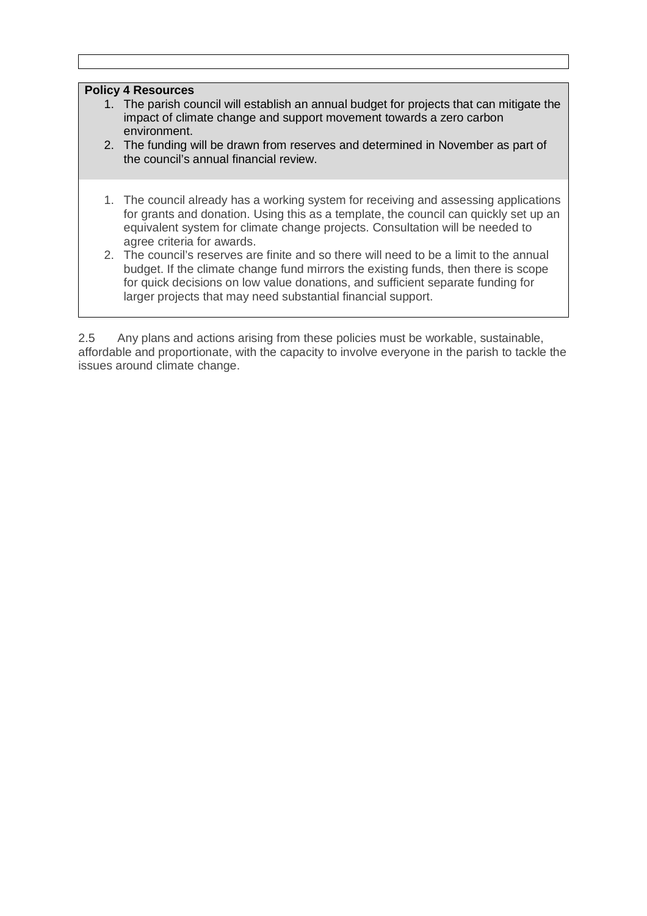**Policy 4 Resources**

1. The parish council will establish an annual budget for projects that can mitigate the impact of climate change and support movement towards a zero carbon environment.
2. The funding will be drawn from reserves and determined in November as part of the council's annual financial review.

1. The council already has a working system for receiving and assessing applications for grants and donation. Using this as a template, the council can quickly set up an equivalent system for climate change projects. Consultation will be needed to agree criteria for awards.
2. The council's reserves are finite and so there will need to be a limit to the annual budget. If the climate change fund mirrors the existing funds, then there is scope for quick decisions on low value donations, and sufficient separate funding for larger projects that may need substantial financial support.

2.5 Any plans and actions arising from these policies must be workable, sustainable, affordable and proportionate, with the capacity to involve everyone in the parish to tackle the issues around climate change.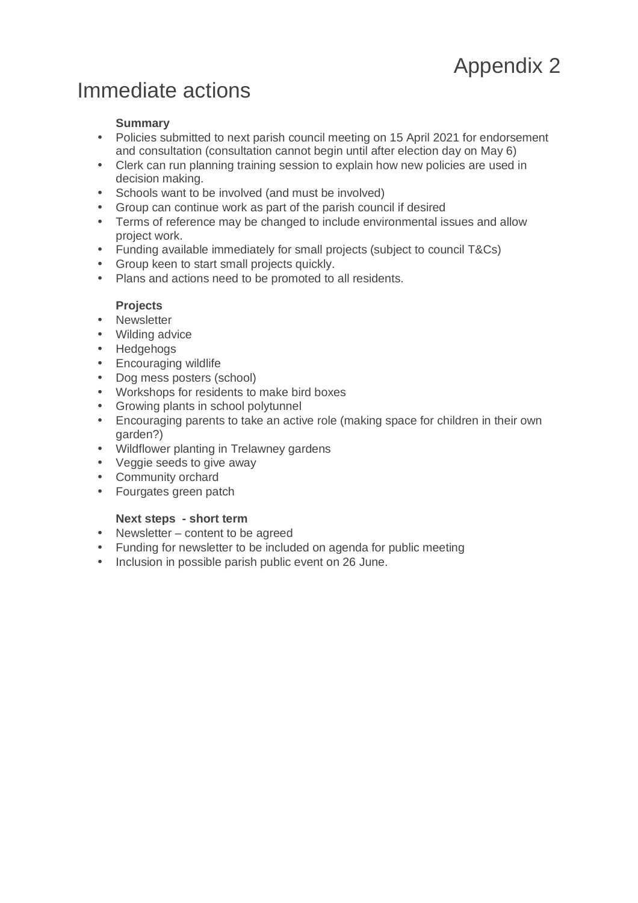Appendix 2

# Immediate actions

**Summary**

- Policies submitted to next parish council meeting on 15 April 2021 for endorsement and consultation (consultation cannot begin until after election day on May 6)
- Clerk can run planning training session to explain how new policies are used in decision making.
- Schools want to be involved (and must be involved)
- Group can continue work as part of the parish council if desired
- Terms of reference may be changed to include environmental issues and allow project work.
- Funding available immediately for small projects (subject to council T&Cs)
- Group keen to start small projects quickly.
- Plans and actions need to be promoted to all residents.

**Projects**

- Newsletter
- Wilding advice
- Hedgehogs
- Encouraging wildlife
- Dog mess posters (school)
- Workshops for residents to make bird boxes
- Growing plants in school polytunnel
- Encouraging parents to take an active role (making space for children in their own garden?)
- Wildflower planting in Trelawney gardens
- Veggie seeds to give away
- Community orchard
- Fourgates green patch

**Next steps - short term**

- Newsletter – content to be agreed
- Funding for newsletter to be included on agenda for public meeting
- Inclusion in possible parish public event on 26 June.